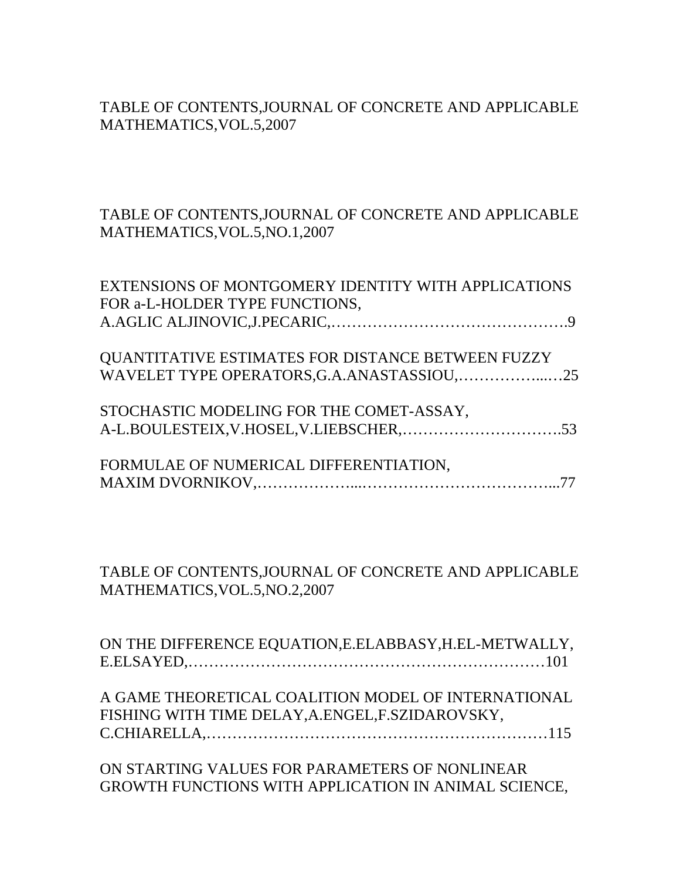# TABLE OF CONTENTS,JOURNAL OF CONCRETE AND APPLICABLE MATHEMATICS,VOL.5,2007

## TABLE OF CONTENTS,JOURNAL OF CONCRETE AND APPLICABLE MATHEMATICS,VOL.5,NO.1,2007

EXTENSIONS OF MONTGOMERY IDENTITY WITH APPLICATIONS FOR a-L-HOLDER TYPE FUNCTIONS, A.AGLIC ALJINOVIC,J.PECARIC,……………………………………….9

QUANTITATIVE ESTIMATES FOR DISTANCE BETWEEN FUZZY WAVELET TYPE OPERATORS,G.A.ANASTASSIOU,……………...…25

STOCHASTIC MODELING FOR THE COMET-ASSAY, A-L.BOULESTEIX,V.HOSEL,V.LIEBSCHER,………………………….53

FORMULAE OF NUMERICAL DIFFERENTIATION, MAXIM DVORNIKOV,………………...………………………………...77

## TABLE OF CONTENTS,JOURNAL OF CONCRETE AND APPLICABLE MATHEMATICS,VOL.5,NO.2,2007

ON THE DIFFERENCE EQUATION,E.ELABBASY,H.EL-METWALLY, E.ELSAYED,…………………………………………………………101

A GAME THEORETICAL COALITION MODEL OF INTERNATIONAL FISHING WITH TIME DELAY,A.ENGEL,F.SZIDAROVSKY, C.CHIARELLA,………………………………………………………115

ON STARTING VALUES FOR PARAMETERS OF NONLINEAR GROWTH FUNCTIONS WITH APPLICATION IN ANIMAL SCIENCE,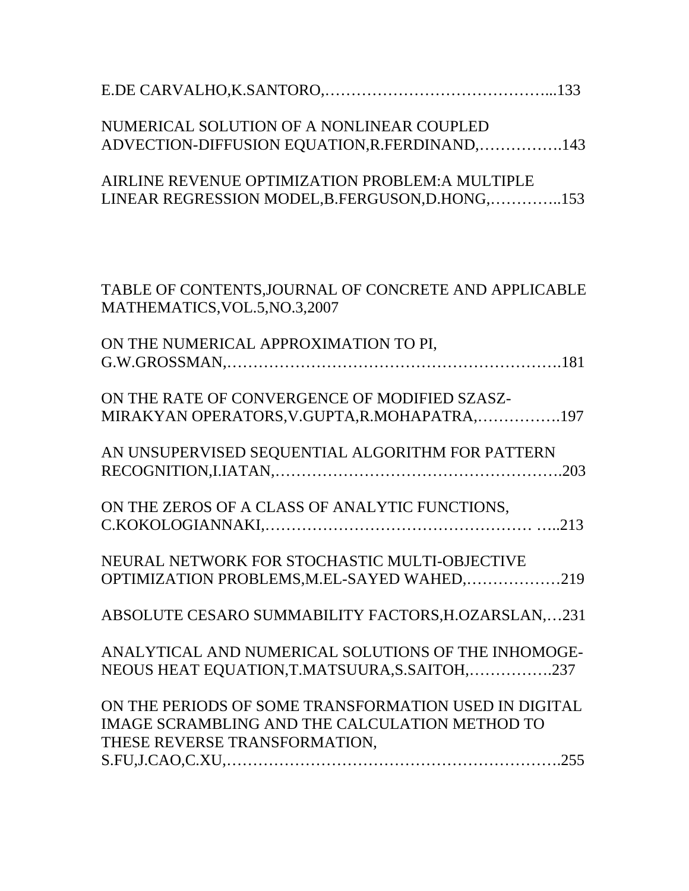E.DE CARVALHO,K.SANTORO,……………………………………...133

NUMERICAL SOLUTION OF A NONLINEAR COUPLED ADVECTION-DIFFUSION EQUATION,R.FERDINAND,…………….143

AIRLINE REVENUE OPTIMIZATION PROBLEM:A MULTIPLE LINEAR REGRESSION MODEL,B.FERGUSON,D.HONG,…………..153

TABLE OF CONTENTS,JOURNAL OF CONCRETE AND APPLICABLE MATHEMATICS,VOL.5,NO.3,2007

ON THE NUMERICAL APPROXIMATION TO PI, G.W.GROSSMAN,…………………………………………………….181

ON THE RATE OF CONVERGENCE OF MODIFIED SZASZ-MIRAKYAN OPERATORS,V.GUPTA,R.MOHAPATRA,…………….197

AN UNSUPERVISED SEQUENTIAL ALGORITHM FOR PATTERN RECOGNITION,I.IATAN,…………………………………………….203

ON THE ZEROS OF A CLASS OF ANALYTIC FUNCTIONS, C.KOKOLOGIANNAKI,…………………………………………… …..213

NEURAL NETWORK FOR STOCHASTIC MULTI-OBJECTIVE OPTIMIZATION PROBLEMS,M.EL-SAYED WAHED,………………219

ABSOLUTE CESARO SUMMABILITY FACTORS,H.OZARSLAN,…231

ANALYTICAL AND NUMERICAL SOLUTIONS OF THE INHOMOGENEOUS HEAT EQUATION,T.MATSUURA,S.SAITOH,…………….237

ON THE PERIODS OF SOME TRANSFORMATION USED IN DIGITAL IMAGE SCRAMBLING AND THE CALCULATION METHOD TO THESE REVERSE TRANSFORMATION, S.FU,J.CAO,C.XU,…………………………………………………….255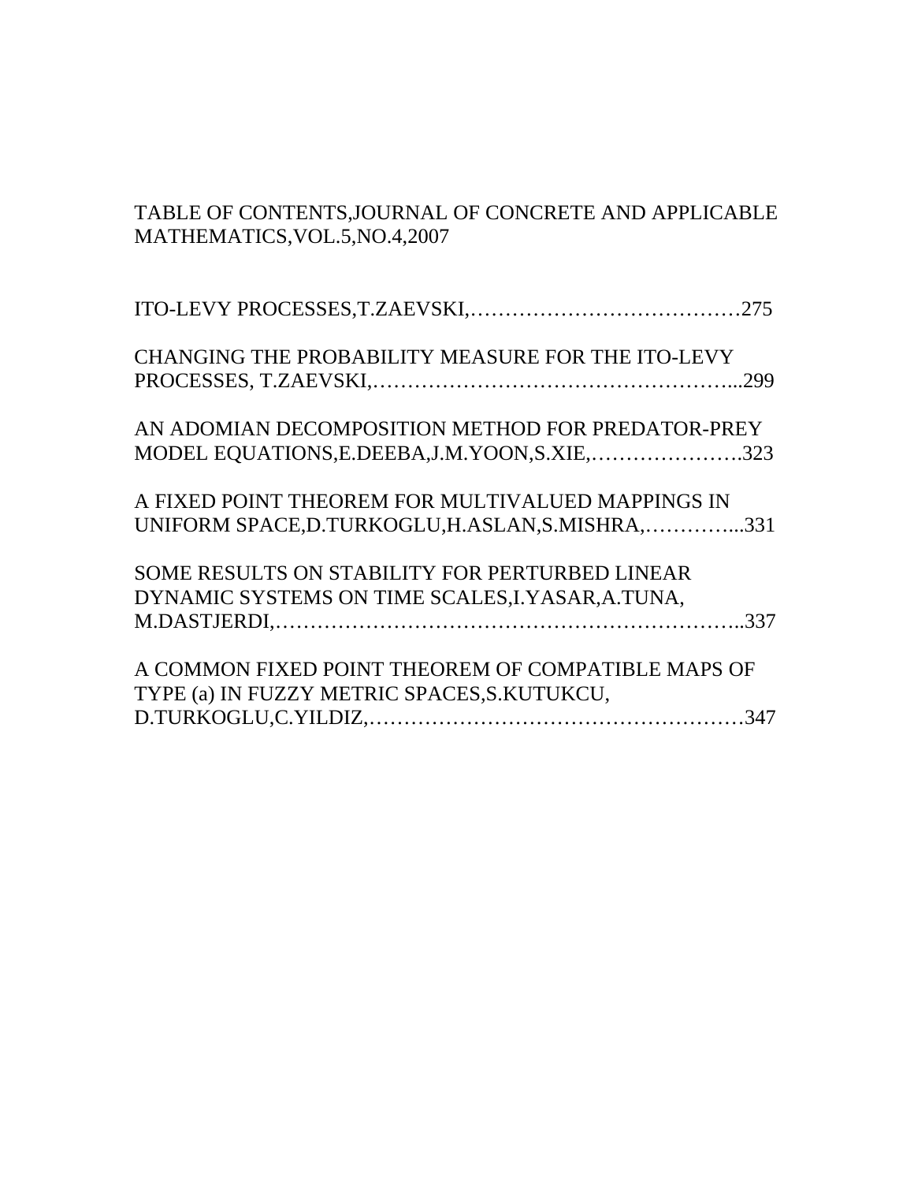TABLE OF CONTENTS,JOURNAL OF CONCRETE AND APPLICABLE MATHEMATICS,VOL.5,NO.4,2007

ITO-LEVY PROCESSES,T.ZAEVSKI,…………………………………275

CHANGING THE PROBABILITY MEASURE FOR THE ITO-LEVY PROCESSES, T.ZAEVSKI,……………………………………………...299

AN ADOMIAN DECOMPOSITION METHOD FOR PREDATOR-PREY MODEL EQUATIONS,E.DEEBA,J.M.YOON,S.XIE,………………….323

A FIXED POINT THEOREM FOR MULTIVALUED MAPPINGS IN UNIFORM SPACE,D.TURKOGLU,H.ASLAN,S.MISHRA,…………...331

SOME RESULTS ON STABILITY FOR PERTURBED LINEAR DYNAMIC SYSTEMS ON TIME SCALES,I.YASAR,A.TUNA, M.DASTJERDI,……………………………………………………..337

A COMMON FIXED POINT THEOREM OF COMPATIBLE MAPS OF TYPE (a) IN FUZZY METRIC SPACES,S.KUTUKCU, D.TURKOGLU,C.YILDIZ,……………………………………………347